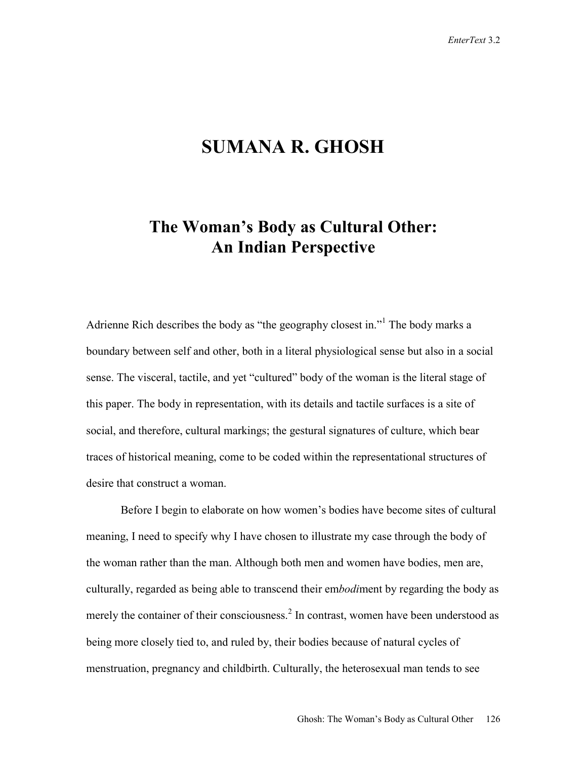# SUMANA R. GHOSH

## The Woman's Body as Cultural Other: An Indian Perspective

Adrienne Rich describes the body as "the geography closest in."[1] The body marks a boundary between self and other, both in a literal physiological sense but also in a social sense. The visceral, tactile, and yet "cultured" body of the woman is the literal stage of this paper. The body in representation, with its details and tactile surfaces is a site of social, and therefore, cultural markings; the gestural signatures of culture, which bear traces of historical meaning, come to be coded within the representational structures of desire that construct a woman.

Before I begin to elaborate on how women's bodies have become sites of cultural meaning, I need to specify why I have chosen to illustrate my case through the body of the woman rather than the man. Although both men and women have bodies, men are, culturally, regarded as being able to transcend their em*bodi*ment by regarding the body as merely the container of their consciousness.[2] In contrast, women have been understood as being more closely tied to, and ruled by, their bodies because of natural cycles of menstruation, pregnancy and childbirth. Culturally, the heterosexual man tends to see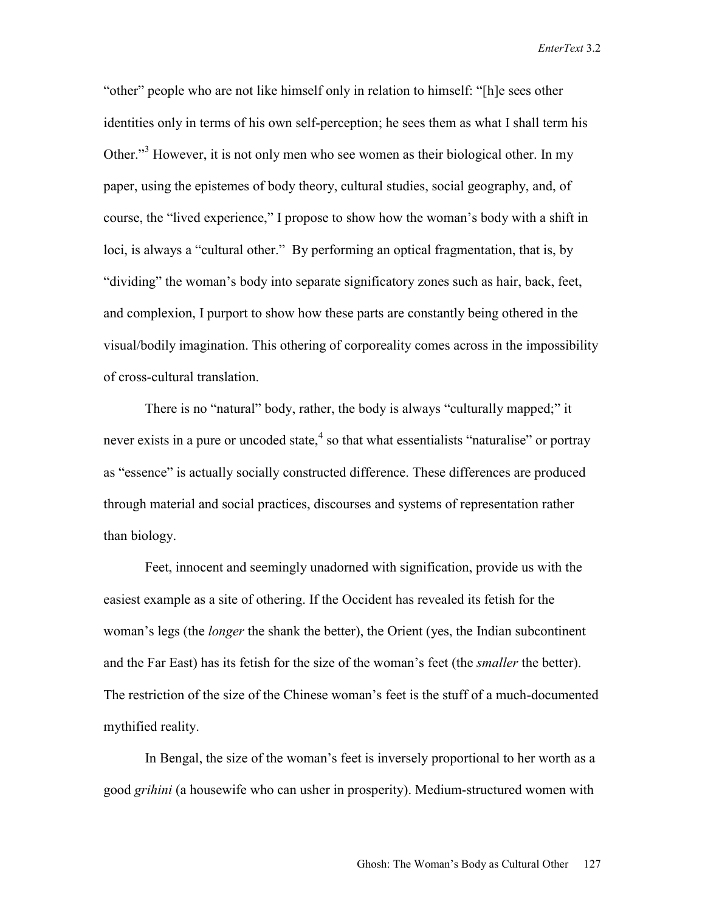"other" people who are not like himself only in relation to himself: "[h]e sees other identities only in terms of his own self-perception; he sees them as what I shall term his Other."[3] However, it is not only men who see women as their biological other. In my paper, using the epistemes of body theory, cultural studies, social geography, and, of course, the "lived experience," I propose to show how the woman's body with a shift in loci, is always a "cultural other." By performing an optical fragmentation, that is, by "dividing" the woman's body into separate significatory zones such as hair, back, feet, and complexion, I purport to show how these parts are constantly being othered in the visual/bodily imagination. This othering of corporeality comes across in the impossibility of cross-cultural translation.

There is no "natural" body, rather, the body is always "culturally mapped;" it never exists in a pure or uncoded state,[4] so that what essentialists "naturalise" or portray as "essence" is actually socially constructed difference. These differences are produced through material and social practices, discourses and systems of representation rather than biology.

Feet, innocent and seemingly unadorned with signification, provide us with the easiest example as a site of othering. If the Occident has revealed its fetish for the woman's legs (the *longer* the shank the better), the Orient (yes, the Indian subcontinent and the Far East) has its fetish for the size of the woman's feet (the *smaller* the better). The restriction of the size of the Chinese woman's feet is the stuff of a much-documented mythified reality.

In Bengal, the size of the woman's feet is inversely proportional to her worth as a good *grihini* (a housewife who can usher in prosperity). Medium-structured women with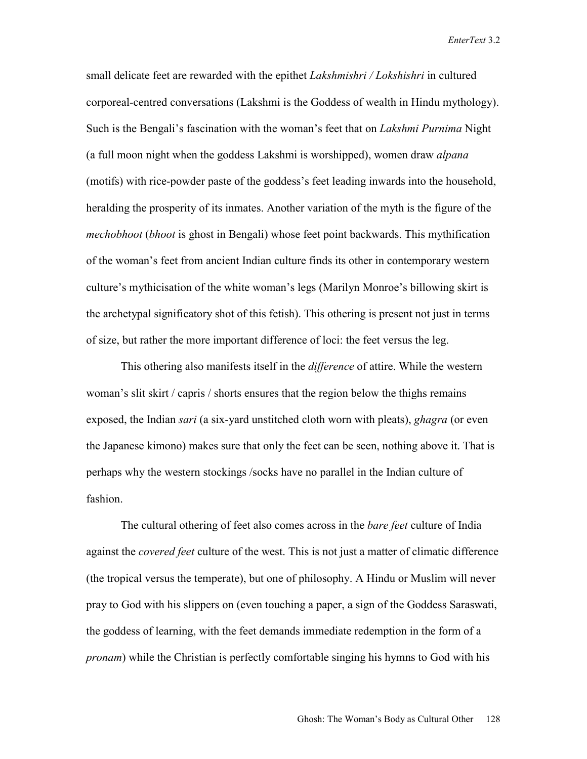small delicate feet are rewarded with the epithet *Lakshmishri / Lokshishri* in cultured corporeal-centred conversations (Lakshmi is the Goddess of wealth in Hindu mythology). Such is the Bengali's fascination with the woman's feet that on *Lakshmi Purnima* Night (a full moon night when the goddess Lakshmi is worshipped), women draw *alpana* (motifs) with rice-powder paste of the goddess's feet leading inwards into the household, heralding the prosperity of its inmates. Another variation of the myth is the figure of the *mechobhoot* (*bhoot* is ghost in Bengali) whose feet point backwards. This mythification of the woman's feet from ancient Indian culture finds its other in contemporary western culture's mythicisation of the white woman's legs (Marilyn Monroe's billowing skirt is the archetypal significatory shot of this fetish). This othering is present not just in terms of size, but rather the more important difference of loci: the feet versus the leg.

This othering also manifests itself in the *difference* of attire. While the western woman's slit skirt / capris / shorts ensures that the region below the thighs remains exposed, the Indian *sari* (a six-yard unstitched cloth worn with pleats), *ghagra* (or even the Japanese kimono) makes sure that only the feet can be seen, nothing above it. That is perhaps why the western stockings /socks have no parallel in the Indian culture of fashion.

The cultural othering of feet also comes across in the *bare feet* culture of India against the *covered feet* culture of the west. This is not just a matter of climatic difference (the tropical versus the temperate), but one of philosophy. A Hindu or Muslim will never pray to God with his slippers on (even touching a paper, a sign of the Goddess Saraswati, the goddess of learning, with the feet demands immediate redemption in the form of a *pronam*) while the Christian is perfectly comfortable singing his hymns to God with his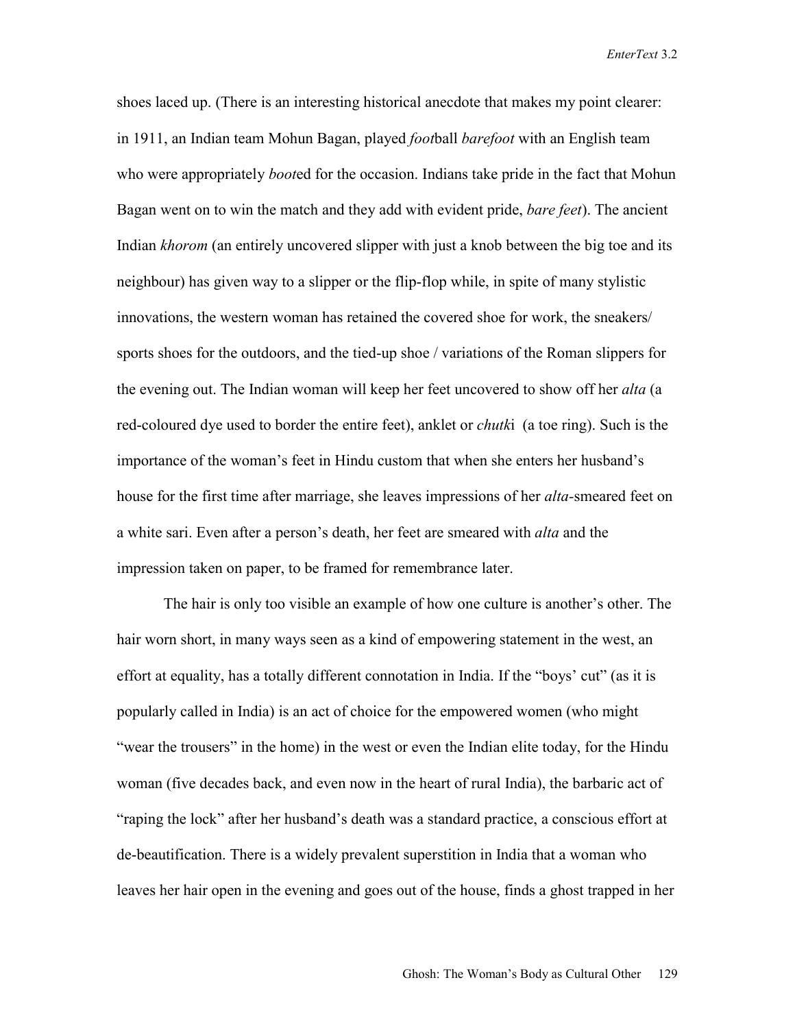shoes laced up. (There is an interesting historical anecdote that makes my point clearer: in 1911, an Indian team Mohun Bagan, played *foot*ball *barefoot* with an English team who were appropriately *boot*ed for the occasion. Indians take pride in the fact that Mohun Bagan went on to win the match and they add with evident pride, *bare feet*). The ancient Indian *khorom* (an entirely uncovered slipper with just a knob between the big toe and its neighbour) has given way to a slipper or the flip-flop while, in spite of many stylistic innovations, the western woman has retained the covered shoe for work, the sneakers/ sports shoes for the outdoors, and the tied-up shoe / variations of the Roman slippers for the evening out. The Indian woman will keep her feet uncovered to show off her *alta* (a red-coloured dye used to border the entire feet), anklet or *chutk*i (a toe ring). Such is the importance of the woman's feet in Hindu custom that when she enters her husband's house for the first time after marriage, she leaves impressions of her *alta*-smeared feet on a white sari. Even after a person's death, her feet are smeared with *alta* and the impression taken on paper, to be framed for remembrance later.

The hair is only too visible an example of how one culture is another's other. The hair worn short, in many ways seen as a kind of empowering statement in the west, an effort at equality, has a totally different connotation in India. If the "boys' cut" (as it is popularly called in India) is an act of choice for the empowered women (who might "wear the trousers" in the home) in the west or even the Indian elite today, for the Hindu woman (five decades back, and even now in the heart of rural India), the barbaric act of "raping the lock" after her husband's death was a standard practice, a conscious effort at de-beautification. There is a widely prevalent superstition in India that a woman who leaves her hair open in the evening and goes out of the house, finds a ghost trapped in her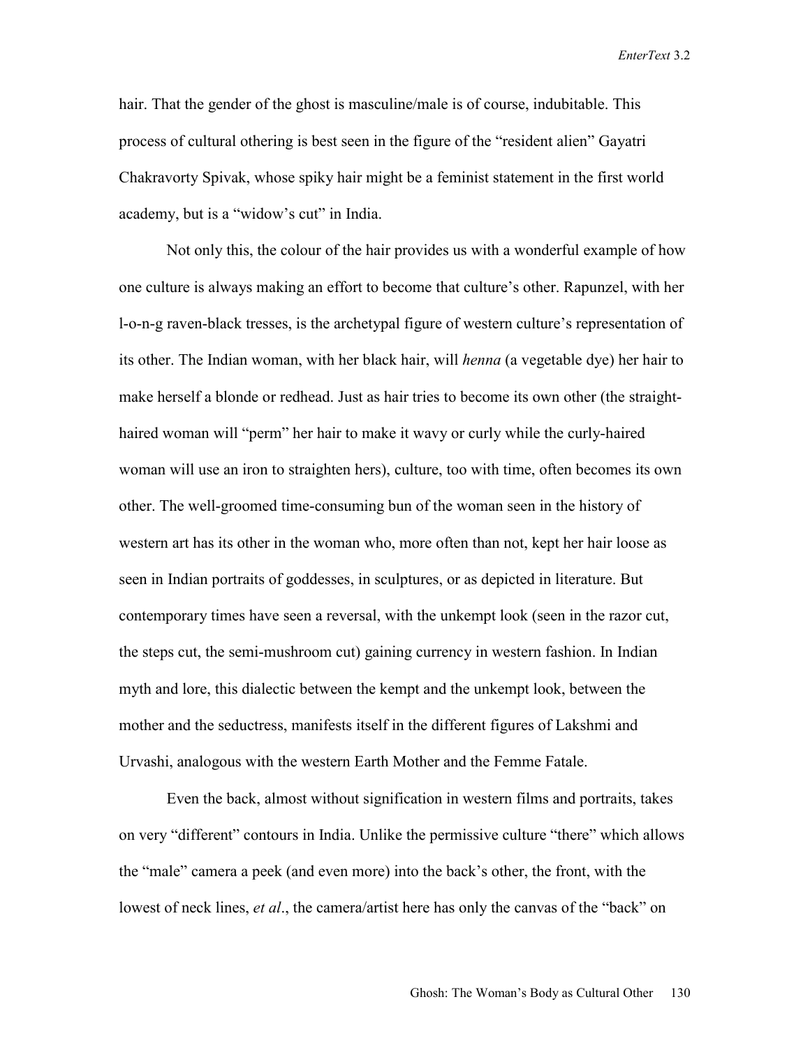hair. That the gender of the ghost is masculine/male is of course, indubitable. This process of cultural othering is best seen in the figure of the "resident alien" Gayatri Chakravorty Spivak, whose spiky hair might be a feminist statement in the first world academy, but is a "widow's cut" in India.

Not only this, the colour of the hair provides us with a wonderful example of how one culture is always making an effort to become that culture's other. Rapunzel, with her l-o-n-g raven-black tresses, is the archetypal figure of western culture's representation of its other. The Indian woman, with her black hair, will *henna* (a vegetable dye) her hair to make herself a blonde or redhead. Just as hair tries to become its own other (the straight-haired woman will "perm" her hair to make it wavy or curly while the curly-haired woman will use an iron to straighten hers), culture, too with time, often becomes its own other. The well-groomed time-consuming bun of the woman seen in the history of western art has its other in the woman who, more often than not, kept her hair loose as seen in Indian portraits of goddesses, in sculptures, or as depicted in literature. But contemporary times have seen a reversal, with the unkempt look (seen in the razor cut, the steps cut, the semi-mushroom cut) gaining currency in western fashion. In Indian myth and lore, this dialectic between the kempt and the unkempt look, between the mother and the seductress, manifests itself in the different figures of Lakshmi and Urvashi, analogous with the western Earth Mother and the Femme Fatale.

Even the back, almost without signification in western films and portraits, takes on very "different" contours in India. Unlike the permissive culture "there" which allows the "male" camera a peek (and even more) into the back's other, the front, with the lowest of neck lines, *et al*., the camera/artist here has only the canvas of the "back" on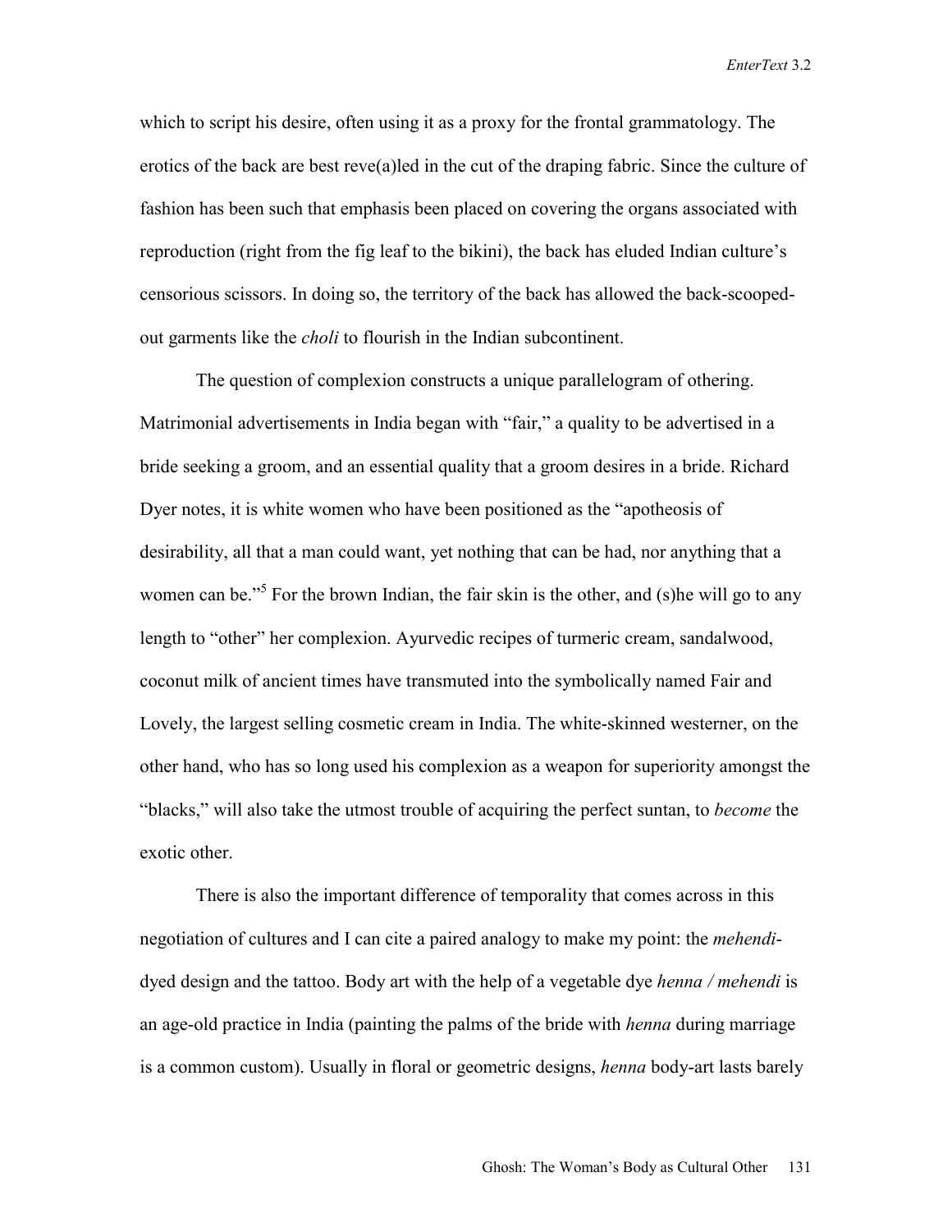which to script his desire, often using it as a proxy for the frontal grammatology. The erotics of the back are best reve(a)led in the cut of the draping fabric. Since the culture of fashion has been such that emphasis been placed on covering the organs associated with reproduction (right from the fig leaf to the bikini), the back has eluded Indian culture's censorious scissors. In doing so, the territory of the back has allowed the back-scooped-out garments like the *choli* to flourish in the Indian subcontinent.

The question of complexion constructs a unique parallelogram of othering. Matrimonial advertisements in India began with "fair," a quality to be advertised in a bride seeking a groom, and an essential quality that a groom desires in a bride. Richard Dyer notes, it is white women who have been positioned as the "apotheosis of desirability, all that a man could want, yet nothing that can be had, nor anything that a women can be."[5] For the brown Indian, the fair skin is the other, and (s)he will go to any length to "other" her complexion. Ayurvedic recipes of turmeric cream, sandalwood, coconut milk of ancient times have transmuted into the symbolically named Fair and Lovely, the largest selling cosmetic cream in India. The white-skinned westerner, on the other hand, who has so long used his complexion as a weapon for superiority amongst the "blacks," will also take the utmost trouble of acquiring the perfect suntan, to *become* the exotic other.

There is also the important difference of temporality that comes across in this negotiation of cultures and I can cite a paired analogy to make my point: the *mehendi*-dyed design and the tattoo. Body art with the help of a vegetable dye *henna / mehendi* is an age-old practice in India (painting the palms of the bride with *henna* during marriage is a common custom). Usually in floral or geometric designs, *henna* body-art lasts barely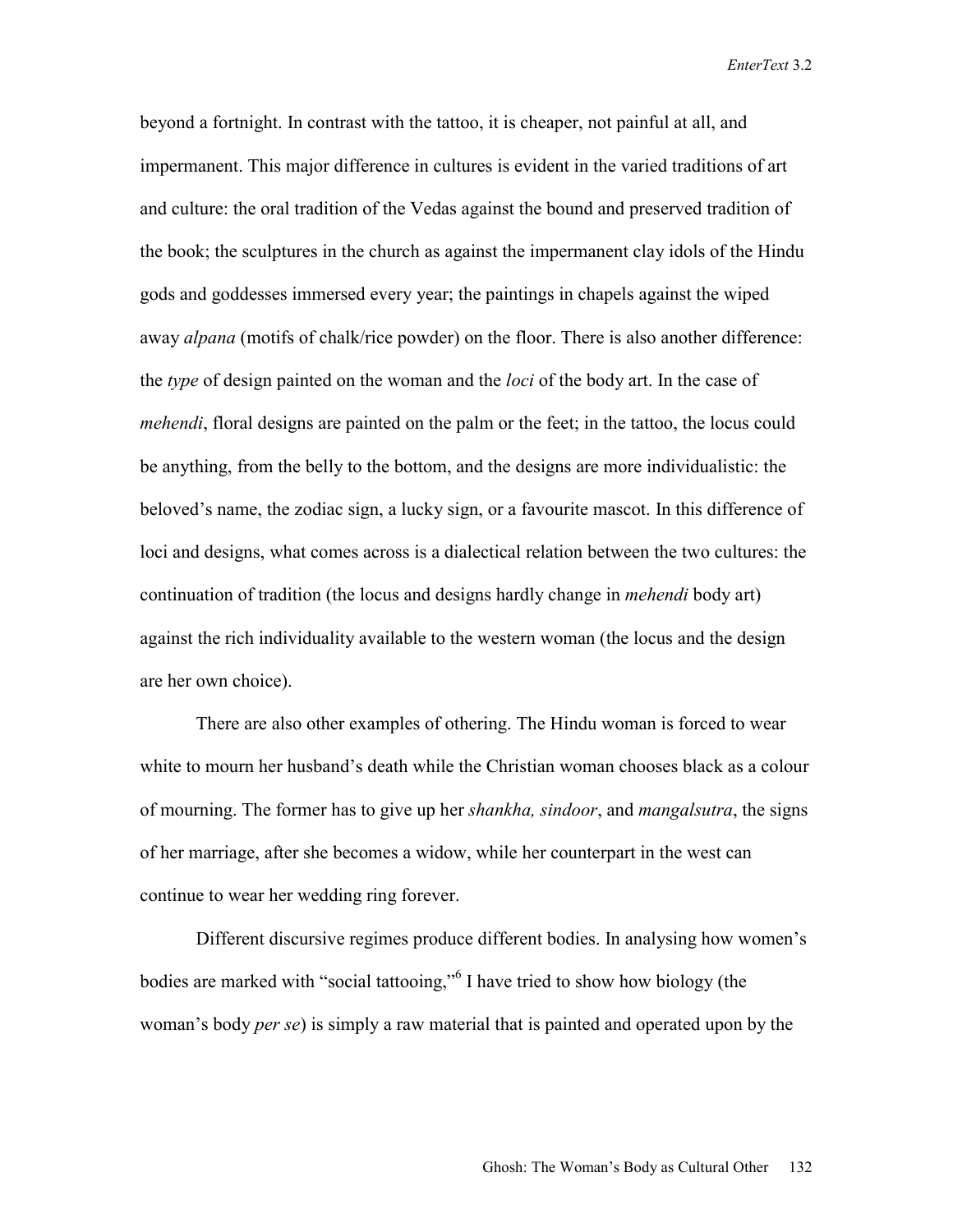beyond a fortnight. In contrast with the tattoo, it is cheaper, not painful at all, and impermanent. This major difference in cultures is evident in the varied traditions of art and culture: the oral tradition of the Vedas against the bound and preserved tradition of the book; the sculptures in the church as against the impermanent clay idols of the Hindu gods and goddesses immersed every year; the paintings in chapels against the wiped away *alpana* (motifs of chalk/rice powder) on the floor. There is also another difference: the *type* of design painted on the woman and the *loci* of the body art. In the case of *mehendi*, floral designs are painted on the palm or the feet; in the tattoo, the locus could be anything, from the belly to the bottom, and the designs are more individualistic: the beloved's name, the zodiac sign, a lucky sign, or a favourite mascot. In this difference of loci and designs, what comes across is a dialectical relation between the two cultures: the continuation of tradition (the locus and designs hardly change in *mehendi* body art) against the rich individuality available to the western woman (the locus and the design are her own choice).

There are also other examples of othering. The Hindu woman is forced to wear white to mourn her husband's death while the Christian woman chooses black as a colour of mourning. The former has to give up her *shankha, sindoor*, and *mangalsutra*, the signs of her marriage, after she becomes a widow, while her counterpart in the west can continue to wear her wedding ring forever.

Different discursive regimes produce different bodies. In analysing how women's bodies are marked with "social tattooing,"[6] I have tried to show how biology (the woman's body *per se*) is simply a raw material that is painted and operated upon by the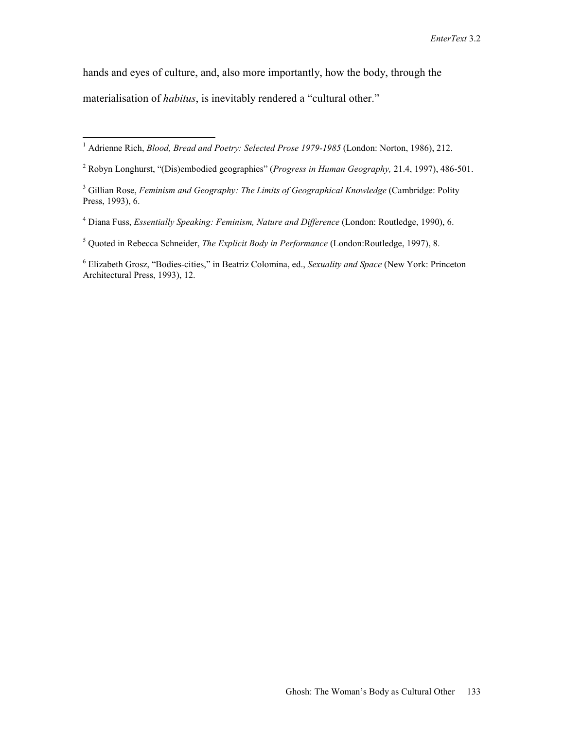hands and eyes of culture, and, also more importantly, how the body, through the materialisation of *habitus*, is inevitably rendered a "cultural other."

---

[1] Adrienne Rich, *Blood, Bread and Poetry: Selected Prose 1979-1985* (London: Norton, 1986), 212.

[2] Robyn Longhurst, "(Dis)embodied geographies" (*Progress in Human Geography,* 21.4, 1997), 486-501.

[3] Gillian Rose, *Feminism and Geography: The Limits of Geographical Knowledge* (Cambridge: Polity Press, 1993), 6.

[4] Diana Fuss, *Essentially Speaking: Feminism, Nature and Difference* (London: Routledge, 1990), 6.

[5] Quoted in Rebecca Schneider, *The Explicit Body in Performance* (London:Routledge, 1997), 8.

[6] Elizabeth Grosz, "Bodies-cities," in Beatriz Colomina, ed., *Sexuality and Space* (New York: Princeton Architectural Press, 1993), 12.